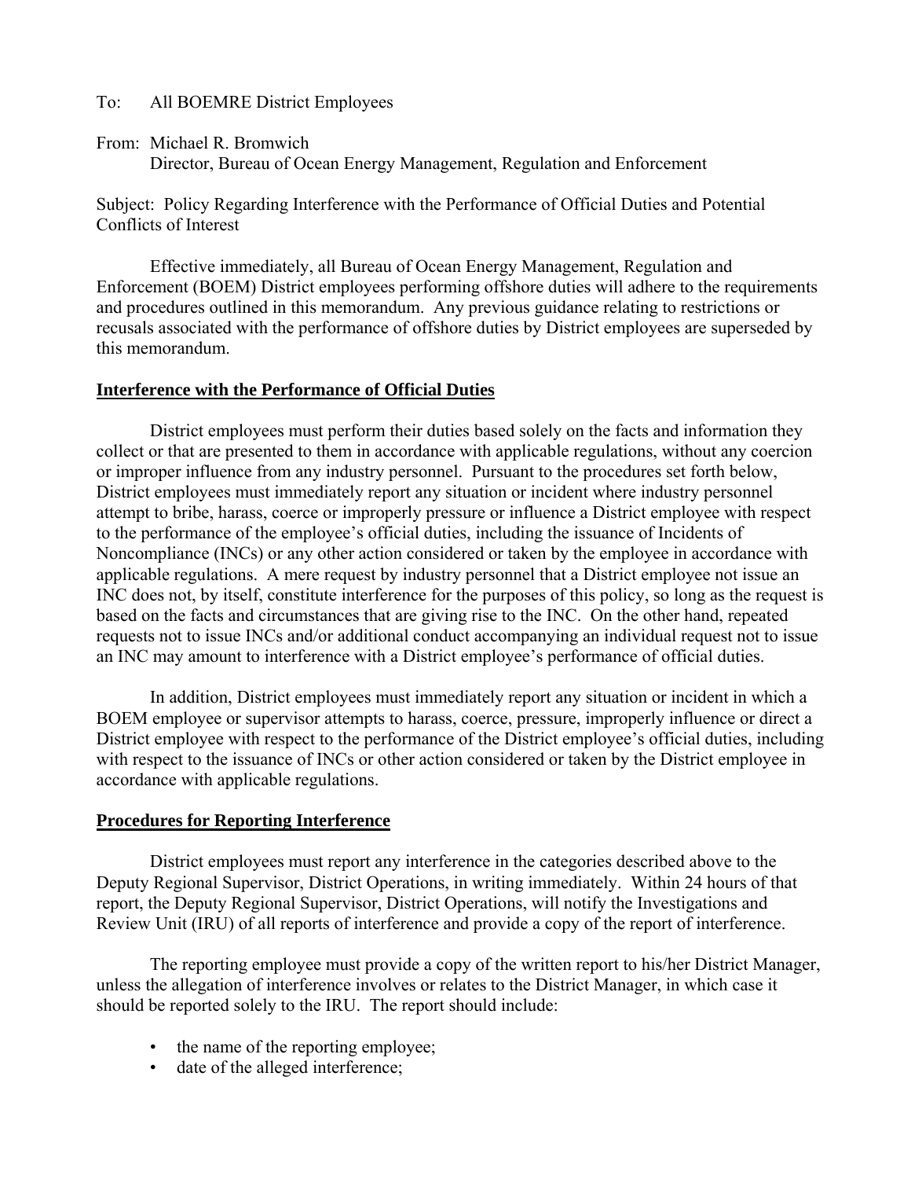To: All BOEMRE District Employees

From: Michael R. Bromwich
Director, Bureau of Ocean Energy Management, Regulation and Enforcement

Subject: Policy Regarding Interference with the Performance of Official Duties and Potential Conflicts of Interest

Effective immediately, all Bureau of Ocean Energy Management, Regulation and Enforcement (BOEM) District employees performing offshore duties will adhere to the requirements and procedures outlined in this memorandum. Any previous guidance relating to restrictions or recusals associated with the performance of offshore duties by District employees are superseded by this memorandum.

**Interference with the Performance of Official Duties**

District employees must perform their duties based solely on the facts and information they collect or that are presented to them in accordance with applicable regulations, without any coercion or improper influence from any industry personnel. Pursuant to the procedures set forth below, District employees must immediately report any situation or incident where industry personnel attempt to bribe, harass, coerce or improperly pressure or influence a District employee with respect to the performance of the employee's official duties, including the issuance of Incidents of Noncompliance (INCs) or any other action considered or taken by the employee in accordance with applicable regulations. A mere request by industry personnel that a District employee not issue an INC does not, by itself, constitute interference for the purposes of this policy, so long as the request is based on the facts and circumstances that are giving rise to the INC. On the other hand, repeated requests not to issue INCs and/or additional conduct accompanying an individual request not to issue an INC may amount to interference with a District employee's performance of official duties.

In addition, District employees must immediately report any situation or incident in which a BOEM employee or supervisor attempts to harass, coerce, pressure, improperly influence or direct a District employee with respect to the performance of the District employee's official duties, including with respect to the issuance of INCs or other action considered or taken by the District employee in accordance with applicable regulations.

**Procedures for Reporting Interference**

District employees must report any interference in the categories described above to the Deputy Regional Supervisor, District Operations, in writing immediately. Within 24 hours of that report, the Deputy Regional Supervisor, District Operations, will notify the Investigations and Review Unit (IRU) of all reports of interference and provide a copy of the report of interference.

The reporting employee must provide a copy of the written report to his/her District Manager, unless the allegation of interference involves or relates to the District Manager, in which case it should be reported solely to the IRU. The report should include:

- the name of the reporting employee;
- date of the alleged interference;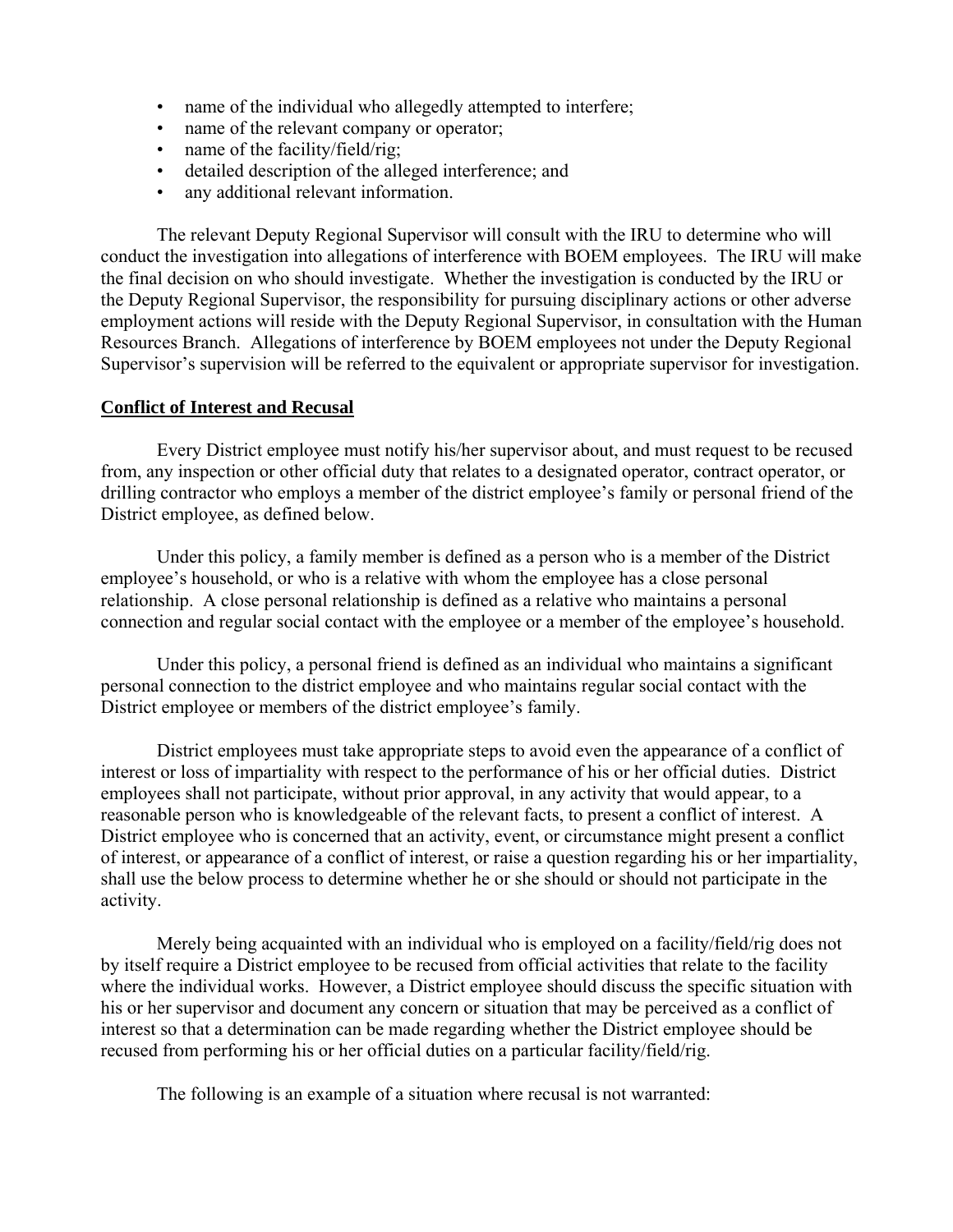- name of the individual who allegedly attempted to interfere;
- name of the relevant company or operator;
- name of the facility/field/rig;
- detailed description of the alleged interference; and
- any additional relevant information.

The relevant Deputy Regional Supervisor will consult with the IRU to determine who will conduct the investigation into allegations of interference with BOEM employees. The IRU will make the final decision on who should investigate. Whether the investigation is conducted by the IRU or the Deputy Regional Supervisor, the responsibility for pursuing disciplinary actions or other adverse employment actions will reside with the Deputy Regional Supervisor, in consultation with the Human Resources Branch. Allegations of interference by BOEM employees not under the Deputy Regional Supervisor's supervision will be referred to the equivalent or appropriate supervisor for investigation.

**Conflict of Interest and Recusal**

Every District employee must notify his/her supervisor about, and must request to be recused from, any inspection or other official duty that relates to a designated operator, contract operator, or drilling contractor who employs a member of the district employee's family or personal friend of the District employee, as defined below.

Under this policy, a family member is defined as a person who is a member of the District employee's household, or who is a relative with whom the employee has a close personal relationship. A close personal relationship is defined as a relative who maintains a personal connection and regular social contact with the employee or a member of the employee's household.

Under this policy, a personal friend is defined as an individual who maintains a significant personal connection to the district employee and who maintains regular social contact with the District employee or members of the district employee's family.

District employees must take appropriate steps to avoid even the appearance of a conflict of interest or loss of impartiality with respect to the performance of his or her official duties. District employees shall not participate, without prior approval, in any activity that would appear, to a reasonable person who is knowledgeable of the relevant facts, to present a conflict of interest. A District employee who is concerned that an activity, event, or circumstance might present a conflict of interest, or appearance of a conflict of interest, or raise a question regarding his or her impartiality, shall use the below process to determine whether he or she should or should not participate in the activity.

Merely being acquainted with an individual who is employed on a facility/field/rig does not by itself require a District employee to be recused from official activities that relate to the facility where the individual works. However, a District employee should discuss the specific situation with his or her supervisor and document any concern or situation that may be perceived as a conflict of interest so that a determination can be made regarding whether the District employee should be recused from performing his or her official duties on a particular facility/field/rig.

The following is an example of a situation where recusal is not warranted: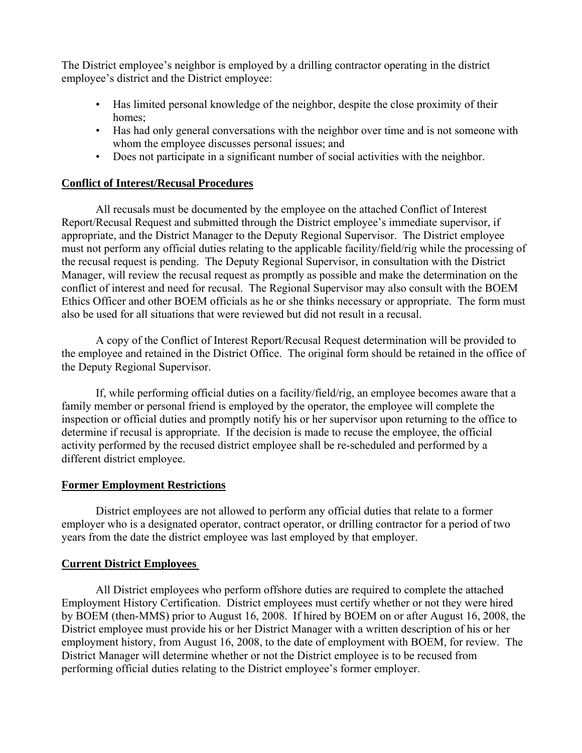The District employee's neighbor is employed by a drilling contractor operating in the district employee's district and the District employee:

- Has limited personal knowledge of the neighbor, despite the close proximity of their homes;
- Has had only general conversations with the neighbor over time and is not someone with whom the employee discusses personal issues; and
- Does not participate in a significant number of social activities with the neighbor.

**Conflict of Interest/Recusal Procedures**

All recusals must be documented by the employee on the attached Conflict of Interest Report/Recusal Request and submitted through the District employee's immediate supervisor, if appropriate, and the District Manager to the Deputy Regional Supervisor. The District employee must not perform any official duties relating to the applicable facility/field/rig while the processing of the recusal request is pending. The Deputy Regional Supervisor, in consultation with the District Manager, will review the recusal request as promptly as possible and make the determination on the conflict of interest and need for recusal. The Regional Supervisor may also consult with the BOEM Ethics Officer and other BOEM officials as he or she thinks necessary or appropriate. The form must also be used for all situations that were reviewed but did not result in a recusal.

A copy of the Conflict of Interest Report/Recusal Request determination will be provided to the employee and retained in the District Office. The original form should be retained in the office of the Deputy Regional Supervisor.

If, while performing official duties on a facility/field/rig, an employee becomes aware that a family member or personal friend is employed by the operator, the employee will complete the inspection or official duties and promptly notify his or her supervisor upon returning to the office to determine if recusal is appropriate. If the decision is made to recuse the employee, the official activity performed by the recused district employee shall be re-scheduled and performed by a different district employee.

**Former Employment Restrictions**

District employees are not allowed to perform any official duties that relate to a former employer who is a designated operator, contract operator, or drilling contractor for a period of two years from the date the district employee was last employed by that employer.

**Current District Employees**

All District employees who perform offshore duties are required to complete the attached Employment History Certification. District employees must certify whether or not they were hired by BOEM (then-MMS) prior to August 16, 2008. If hired by BOEM on or after August 16, 2008, the District employee must provide his or her District Manager with a written description of his or her employment history, from August 16, 2008, to the date of employment with BOEM, for review. The District Manager will determine whether or not the District employee is to be recused from performing official duties relating to the District employee's former employer.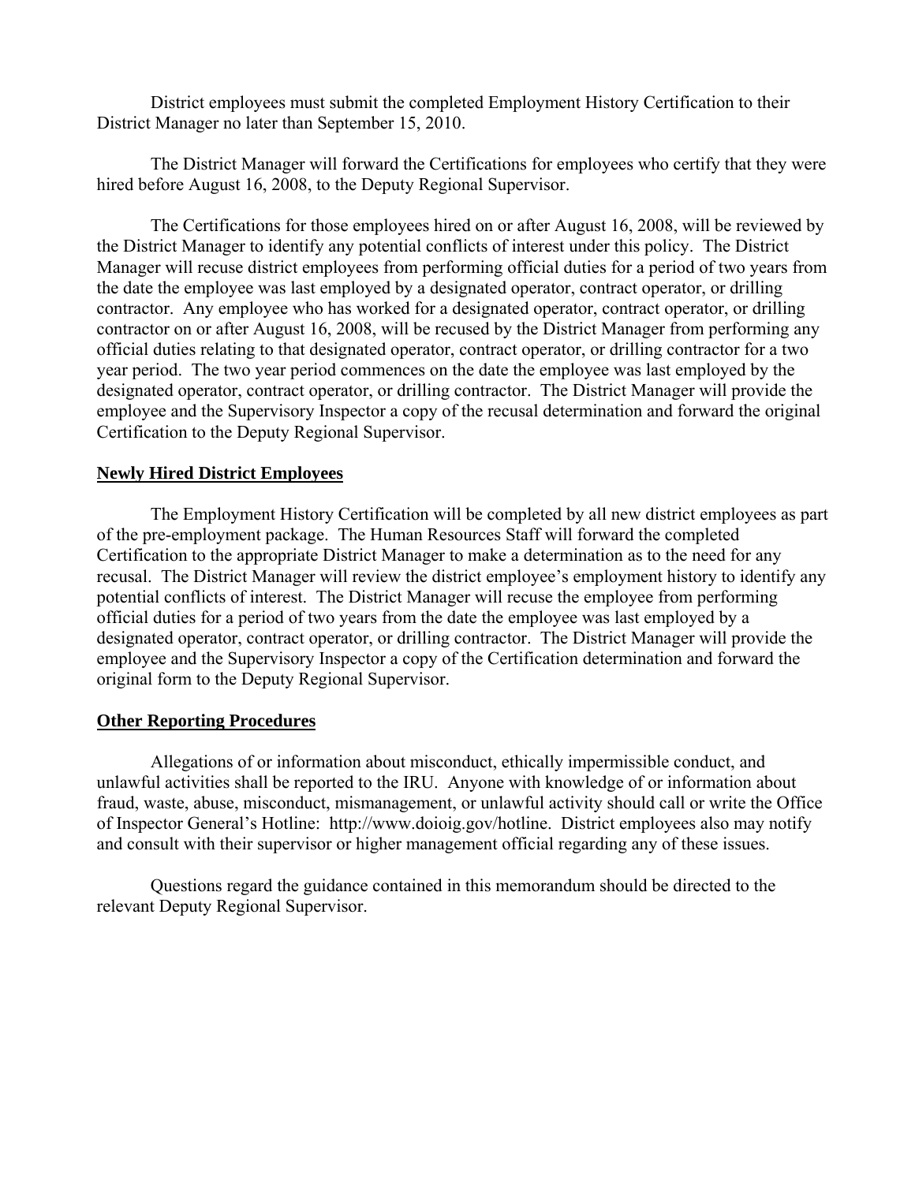District employees must submit the completed Employment History Certification to their District Manager no later than September 15, 2010.

The District Manager will forward the Certifications for employees who certify that they were hired before August 16, 2008, to the Deputy Regional Supervisor.

The Certifications for those employees hired on or after August 16, 2008, will be reviewed by the District Manager to identify any potential conflicts of interest under this policy. The District Manager will recuse district employees from performing official duties for a period of two years from the date the employee was last employed by a designated operator, contract operator, or drilling contractor. Any employee who has worked for a designated operator, contract operator, or drilling contractor on or after August 16, 2008, will be recused by the District Manager from performing any official duties relating to that designated operator, contract operator, or drilling contractor for a two year period. The two year period commences on the date the employee was last employed by the designated operator, contract operator, or drilling contractor. The District Manager will provide the employee and the Supervisory Inspector a copy of the recusal determination and forward the original Certification to the Deputy Regional Supervisor.

## Newly Hired District Employees

The Employment History Certification will be completed by all new district employees as part of the pre-employment package. The Human Resources Staff will forward the completed Certification to the appropriate District Manager to make a determination as to the need for any recusal. The District Manager will review the district employee's employment history to identify any potential conflicts of interest. The District Manager will recuse the employee from performing official duties for a period of two years from the date the employee was last employed by a designated operator, contract operator, or drilling contractor. The District Manager will provide the employee and the Supervisory Inspector a copy of the Certification determination and forward the original form to the Deputy Regional Supervisor.

## Other Reporting Procedures

Allegations of or information about misconduct, ethically impermissible conduct, and unlawful activities shall be reported to the IRU. Anyone with knowledge of or information about fraud, waste, abuse, misconduct, mismanagement, or unlawful activity should call or write the Office of Inspector General's Hotline: http://www.doioig.gov/hotline. District employees also may notify and consult with their supervisor or higher management official regarding any of these issues.

Questions regard the guidance contained in this memorandum should be directed to the relevant Deputy Regional Supervisor.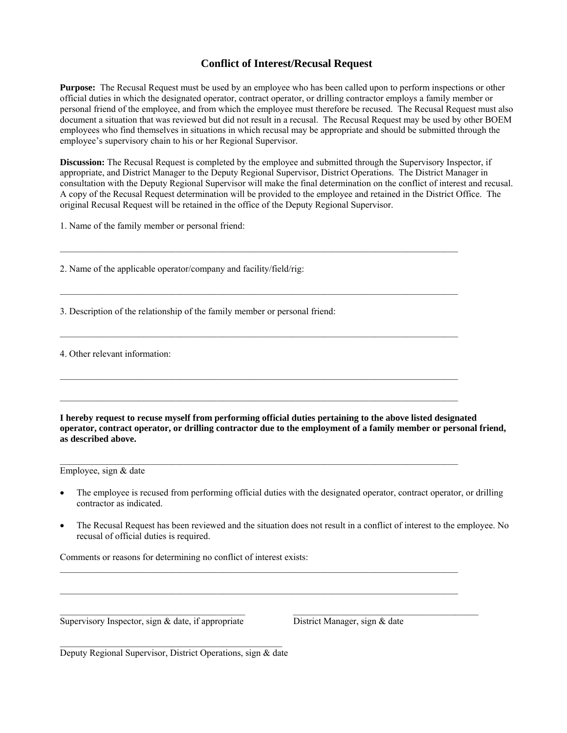# Conflict of Interest/Recusal Request

**Purpose:** The Recusal Request must be used by an employee who has been called upon to perform inspections or other official duties in which the designated operator, contract operator, or drilling contractor employs a family member or personal friend of the employee, and from which the employee must therefore be recused. The Recusal Request must also document a situation that was reviewed but did not result in a recusal. The Recusal Request may be used by other BOEM employees who find themselves in situations in which recusal may be appropriate and should be submitted through the employee's supervisory chain to his or her Regional Supervisor.

**Discussion:** The Recusal Request is completed by the employee and submitted through the Supervisory Inspector, if appropriate, and District Manager to the Deputy Regional Supervisor, District Operations. The District Manager in consultation with the Deputy Regional Supervisor will make the final determination on the conflict of interest and recusal. A copy of the Recusal Request determination will be provided to the employee and retained in the District Office. The original Recusal Request will be retained in the office of the Deputy Regional Supervisor.

1. Name of the family member or personal friend:

______________________________________________________________________________

2. Name of the applicable operator/company and facility/field/rig:

______________________________________________________________________________

3. Description of the relationship of the family member or personal friend:

______________________________________________________________________________

4. Other relevant information:

______________________________________________________________________________

______________________________________________________________________________

**I hereby request to recuse myself from performing official duties pertaining to the above listed designated operator, contract operator, or drilling contractor due to the employment of a family member or personal friend, as described above.**

______________________________________________________________________________
Employee, sign & date

- The employee is recused from performing official duties with the designated operator, contract operator, or drilling contractor as indicated.
- The Recusal Request has been reviewed and the situation does not result in a conflict of interest to the employee. No recusal of official duties is required.

Comments or reasons for determining no conflict of interest exists:

______________________________________________________________________________

______________________________________________________________________________

______________________________________ ______________________________________
Supervisory Inspector, sign & date, if appropriate District Manager, sign & date

______________________________________
Deputy Regional Supervisor, District Operations, sign & date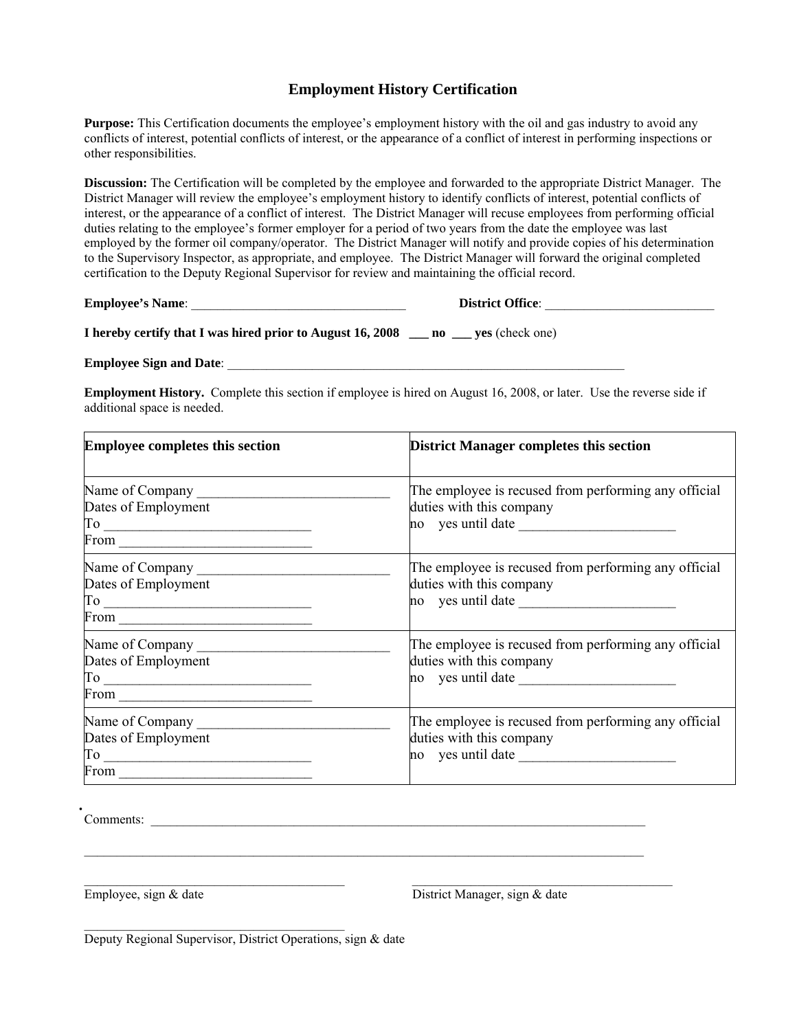# Employment History Certification

**Purpose:** This Certification documents the employee's employment history with the oil and gas industry to avoid any conflicts of interest, potential conflicts of interest, or the appearance of a conflict of interest in performing inspections or other responsibilities.

**Discussion:** The Certification will be completed by the employee and forwarded to the appropriate District Manager. The District Manager will review the employee's employment history to identify conflicts of interest, potential conflicts of interest, or the appearance of a conflict of interest. The District Manager will recuse employees from performing official duties relating to the employee's former employer for a period of two years from the date the employee was last employed by the former oil company/operator. The District Manager will notify and provide copies of his determination to the Supervisory Inspector, as appropriate, and employee. The District Manager will forward the original completed certification to the Deputy Regional Supervisor for review and maintaining the official record.

**Employee's Name**: ________________________________ **District Office**: __________________________

**I hereby certify that I was hired prior to August 16, 2008 \_\_\_ no \_\_\_ yes** (check one)

**Employee Sign and Date**: ________________________________________________________________

**Employment History.** Complete this section if employee is hired on August 16, 2008, or later. Use the reverse side if additional space is needed.

| **Employee completes this section** | **District Manager completes this section** |
|---|---|
| Name of Company ___________________________<br>Dates of Employment<br>To _____________________________<br>From ___________________________ | The employee is recused from performing any official duties with this company<br>no yes until date ______________________ |
| Name of Company ___________________________<br>Dates of Employment<br>To _____________________________<br>From ___________________________ | The employee is recused from performing any official duties with this company<br>no yes until date ______________________ |
| Name of Company ___________________________<br>Dates of Employment<br>To _____________________________<br>From ___________________________ | The employee is recused from performing any official duties with this company<br>no yes until date ______________________ |
| Name of Company ___________________________<br>Dates of Employment<br>To _____________________________<br>From ___________________________ | The employee is recused from performing any official duties with this company<br>no yes until date ______________________ |

Comments: ________________________________________________________________________________

__________________________________________________________________________________________

________________________________________ ________________________________________

Employee, sign & date District Manager, sign & date

________________________________________

Deputy Regional Supervisor, District Operations, sign & date